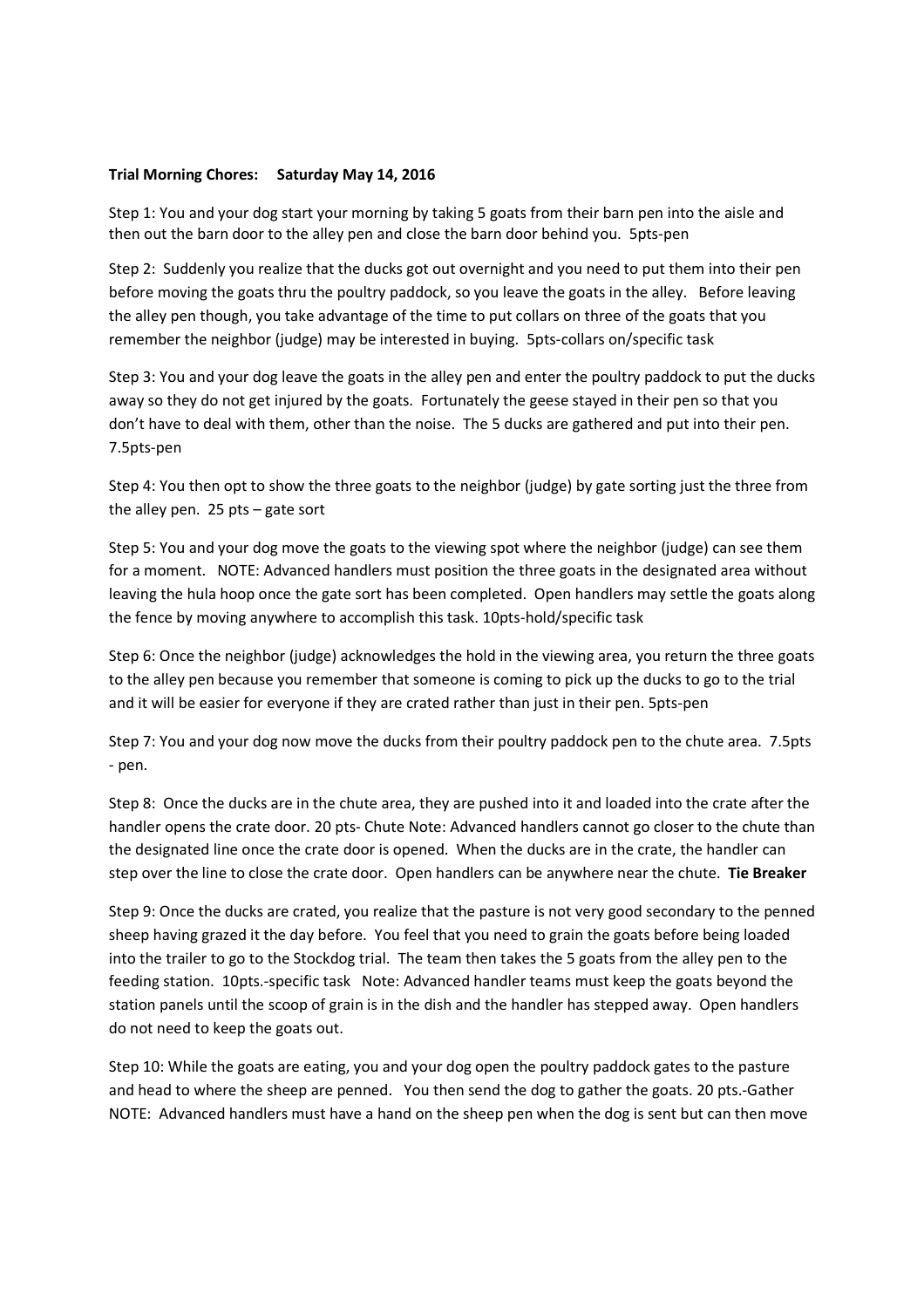**Trial Morning Chores: Saturday May 14, 2016**

Step 1: You and your dog start your morning by taking 5 goats from their barn pen into the aisle and then out the barn door to the alley pen and close the barn door behind you. 5pts-pen

Step 2: Suddenly you realize that the ducks got out overnight and you need to put them into their pen before moving the goats thru the poultry paddock, so you leave the goats in the alley. Before leaving the alley pen though, you take advantage of the time to put collars on three of the goats that you remember the neighbor (judge) may be interested in buying. 5pts-collars on/specific task

Step 3: You and your dog leave the goats in the alley pen and enter the poultry paddock to put the ducks away so they do not get injured by the goats. Fortunately the geese stayed in their pen so that you don't have to deal with them, other than the noise. The 5 ducks are gathered and put into their pen. 7.5pts-pen

Step 4: You then opt to show the three goats to the neighbor (judge) by gate sorting just the three from the alley pen. 25 pts – gate sort

Step 5: You and your dog move the goats to the viewing spot where the neighbor (judge) can see them for a moment. NOTE: Advanced handlers must position the three goats in the designated area without leaving the hula hoop once the gate sort has been completed. Open handlers may settle the goats along the fence by moving anywhere to accomplish this task. 10pts-hold/specific task

Step 6: Once the neighbor (judge) acknowledges the hold in the viewing area, you return the three goats to the alley pen because you remember that someone is coming to pick up the ducks to go to the trial and it will be easier for everyone if they are crated rather than just in their pen. 5pts-pen

Step 7: You and your dog now move the ducks from their poultry paddock pen to the chute area. 7.5pts - pen.

Step 8: Once the ducks are in the chute area, they are pushed into it and loaded into the crate after the handler opens the crate door. 20 pts- Chute Note: Advanced handlers cannot go closer to the chute than the designated line once the crate door is opened. When the ducks are in the crate, the handler can step over the line to close the crate door. Open handlers can be anywhere near the chute. **Tie Breaker**

Step 9: Once the ducks are crated, you realize that the pasture is not very good secondary to the penned sheep having grazed it the day before. You feel that you need to grain the goats before being loaded into the trailer to go to the Stockdog trial. The team then takes the 5 goats from the alley pen to the feeding station. 10pts.-specific task Note: Advanced handler teams must keep the goats beyond the station panels until the scoop of grain is in the dish and the handler has stepped away. Open handlers do not need to keep the goats out.

Step 10: While the goats are eating, you and your dog open the poultry paddock gates to the pasture and head to where the sheep are penned. You then send the dog to gather the goats. 20 pts.-Gather NOTE: Advanced handlers must have a hand on the sheep pen when the dog is sent but can then move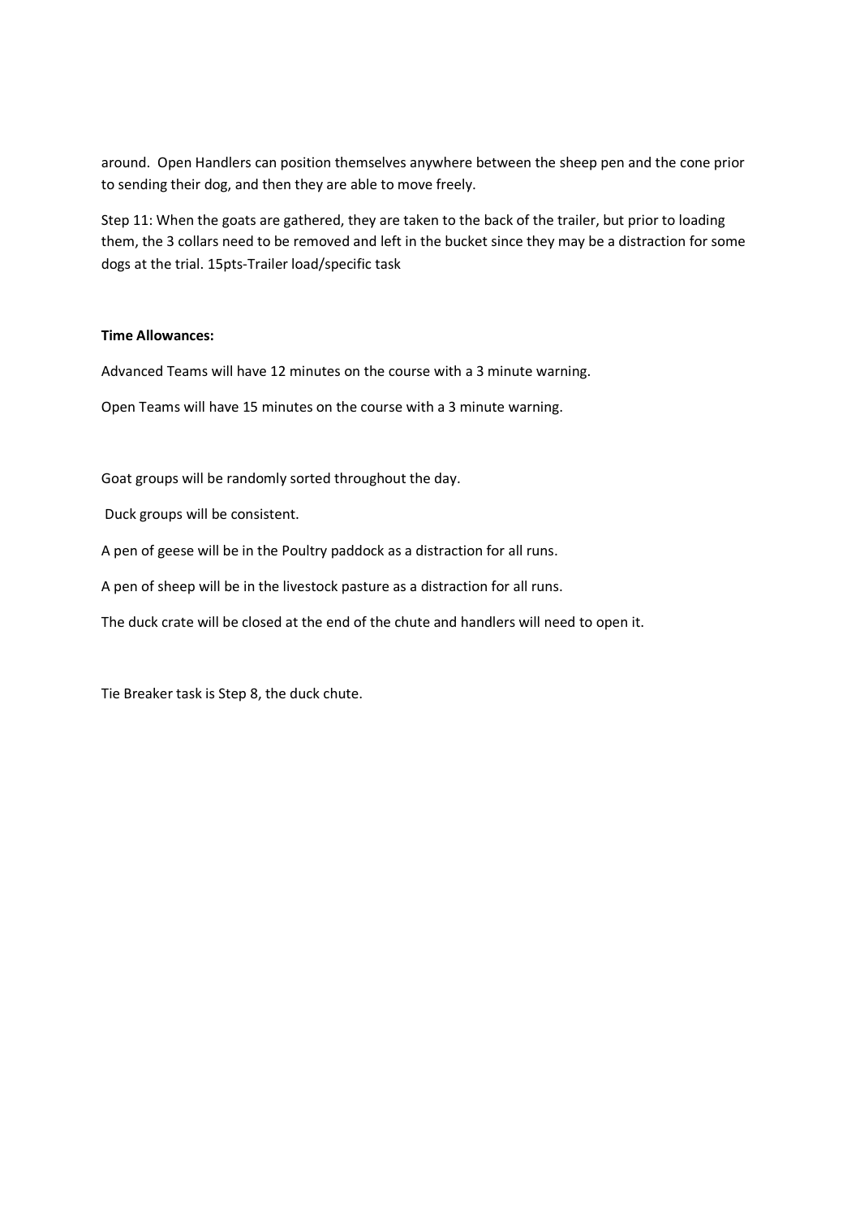around. Open Handlers can position themselves anywhere between the sheep pen and the cone prior to sending their dog, and then they are able to move freely.

Step 11: When the goats are gathered, they are taken to the back of the trailer, but prior to loading them, the 3 collars need to be removed and left in the bucket since they may be a distraction for some dogs at the trial. 15pts-Trailer load/specific task

**Time Allowances:**

Advanced Teams will have 12 minutes on the course with a 3 minute warning.

Open Teams will have 15 minutes on the course with a 3 minute warning.

Goat groups will be randomly sorted throughout the day.

Duck groups will be consistent.

A pen of geese will be in the Poultry paddock as a distraction for all runs.

A pen of sheep will be in the livestock pasture as a distraction for all runs.

The duck crate will be closed at the end of the chute and handlers will need to open it.

Tie Breaker task is Step 8, the duck chute.